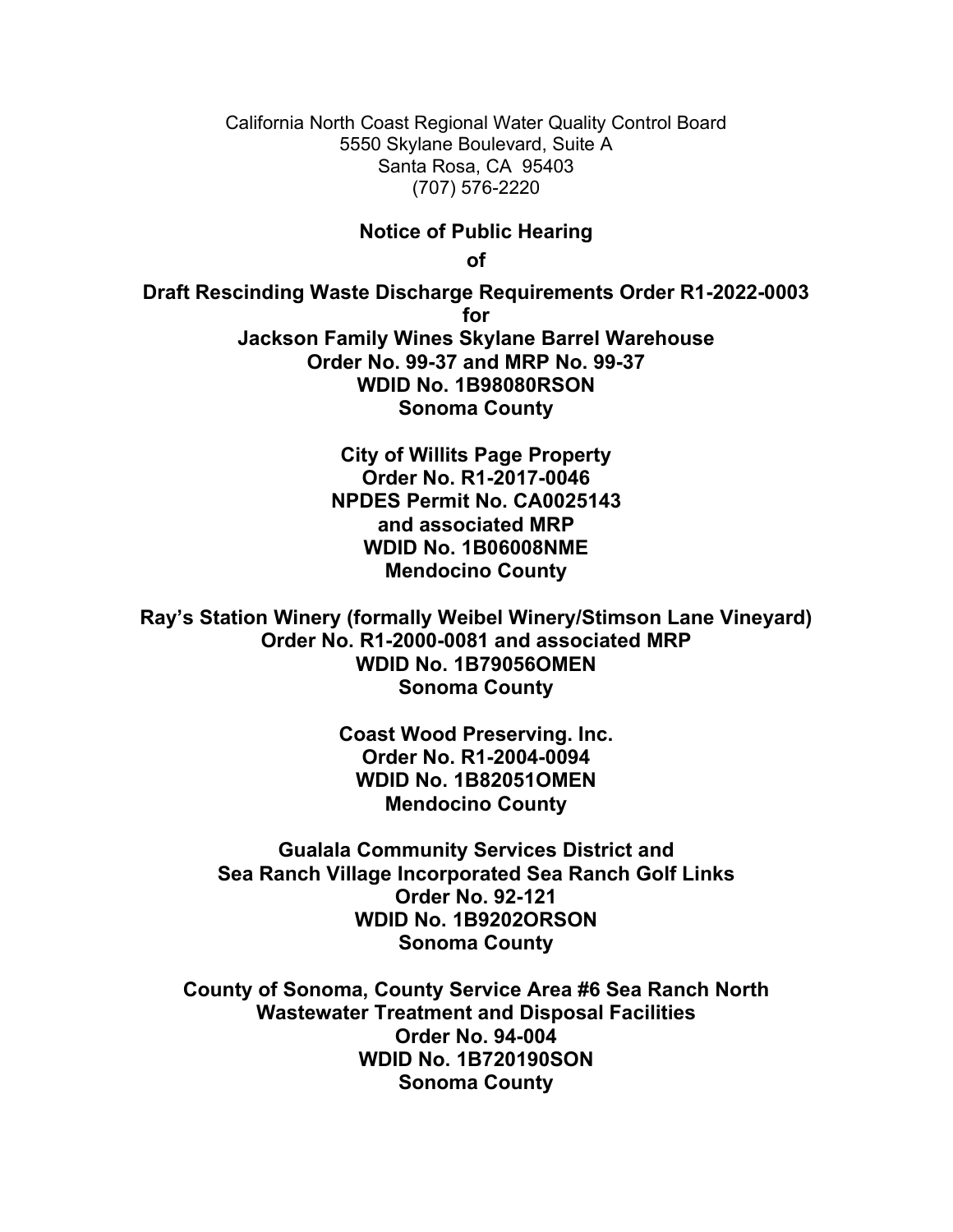California North Coast Regional Water Quality Control Board
5550 Skylane Boulevard, Suite A
Santa Rosa, CA 95403
(707) 576-2220

**Notice of Public Hearing**

**of**

**Draft Rescinding Waste Discharge Requirements Order R1-2022-0003**
**for**
**Jackson Family Wines Skylane Barrel Warehouse**
**Order No. 99-37 and MRP No. 99-37**
**WDID No. 1B98080RSON**
**Sonoma County**

**City of Willits Page Property**
**Order No. R1-2017-0046**
**NPDES Permit No. CA0025143**
**and associated MRP**
**WDID No. 1B06008NME**
**Mendocino County**

**Ray's Station Winery (formally Weibel Winery/Stimson Lane Vineyard)**
**Order No. R1-2000-0081 and associated MRP**
**WDID No. 1B79056OMEN**
**Sonoma County**

**Coast Wood Preserving. Inc.**
**Order No. R1-2004-0094**
**WDID No. 1B82051OMEN**
**Mendocino County**

**Gualala Community Services District and**
**Sea Ranch Village Incorporated Sea Ranch Golf Links**
**Order No. 92-121**
**WDID No. 1B9202ORSON**
**Sonoma County**

**County of Sonoma, County Service Area #6 Sea Ranch North**
**Wastewater Treatment and Disposal Facilities**
**Order No. 94-004**
**WDID No. 1B720190SON**
**Sonoma County**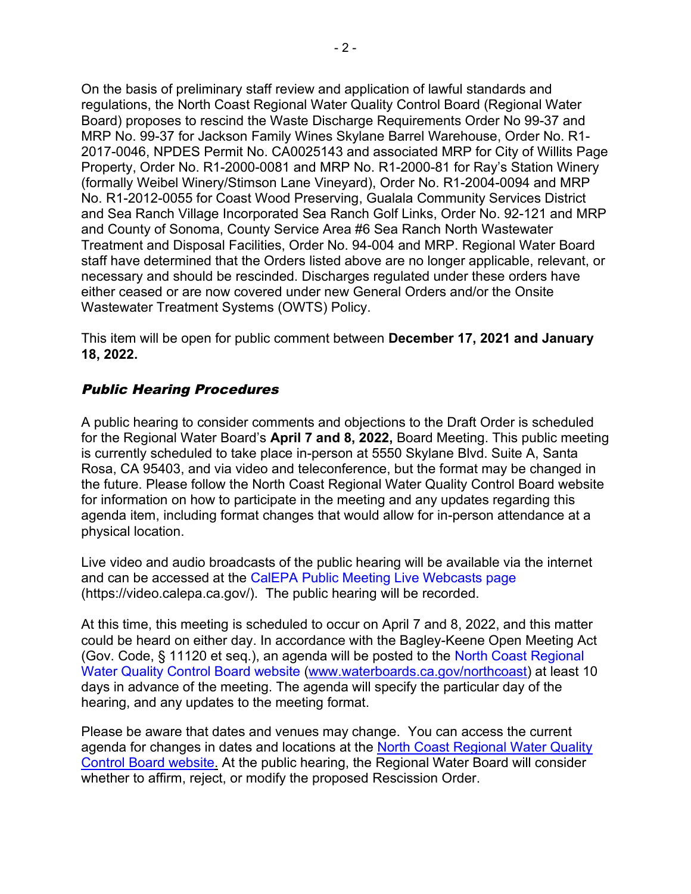On the basis of preliminary staff review and application of lawful standards and regulations, the North Coast Regional Water Quality Control Board (Regional Water Board) proposes to rescind the Waste Discharge Requirements Order No 99-37 and MRP No. 99-37 for Jackson Family Wines Skylane Barrel Warehouse, Order No. R1-2017-0046, NPDES Permit No. CA0025143 and associated MRP for City of Willits Page Property, Order No. R1-2000-0081 and MRP No. R1-2000-81 for Ray's Station Winery (formally Weibel Winery/Stimson Lane Vineyard), Order No. R1-2004-0094 and MRP No. R1-2012-0055 for Coast Wood Preserving, Gualala Community Services District and Sea Ranch Village Incorporated Sea Ranch Golf Links, Order No. 92-121 and MRP and County of Sonoma, County Service Area #6 Sea Ranch North Wastewater Treatment and Disposal Facilities, Order No. 94-004 and MRP. Regional Water Board staff have determined that the Orders listed above are no longer applicable, relevant, or necessary and should be rescinded. Discharges regulated under these orders have either ceased or are now covered under new General Orders and/or the Onsite Wastewater Treatment Systems (OWTS) Policy.

This item will be open for public comment between **December 17, 2021 and January 18, 2022.**

### *Public Hearing Procedures*

A public hearing to consider comments and objections to the Draft Order is scheduled for the Regional Water Board's **April 7 and 8, 2022,** Board Meeting. This public meeting is currently scheduled to take place in-person at 5550 Skylane Blvd. Suite A, Santa Rosa, CA 95403, and via video and teleconference, but the format may be changed in the future. Please follow the North Coast Regional Water Quality Control Board website for information on how to participate in the meeting and any updates regarding this agenda item, including format changes that would allow for in-person attendance at a physical location.

Live video and audio broadcasts of the public hearing will be available via the internet and can be accessed at the CalEPA Public Meeting Live Webcasts page (https://video.calepa.ca.gov/). The public hearing will be recorded.

At this time, this meeting is scheduled to occur on April 7 and 8, 2022, and this matter could be heard on either day. In accordance with the Bagley-Keene Open Meeting Act (Gov. Code, § 11120 et seq.), an agenda will be posted to the North Coast Regional Water Quality Control Board website (www.waterboards.ca.gov/northcoast) at least 10 days in advance of the meeting. The agenda will specify the particular day of the hearing, and any updates to the meeting format.

Please be aware that dates and venues may change. You can access the current agenda for changes in dates and locations at the North Coast Regional Water Quality Control Board website. At the public hearing, the Regional Water Board will consider whether to affirm, reject, or modify the proposed Rescission Order.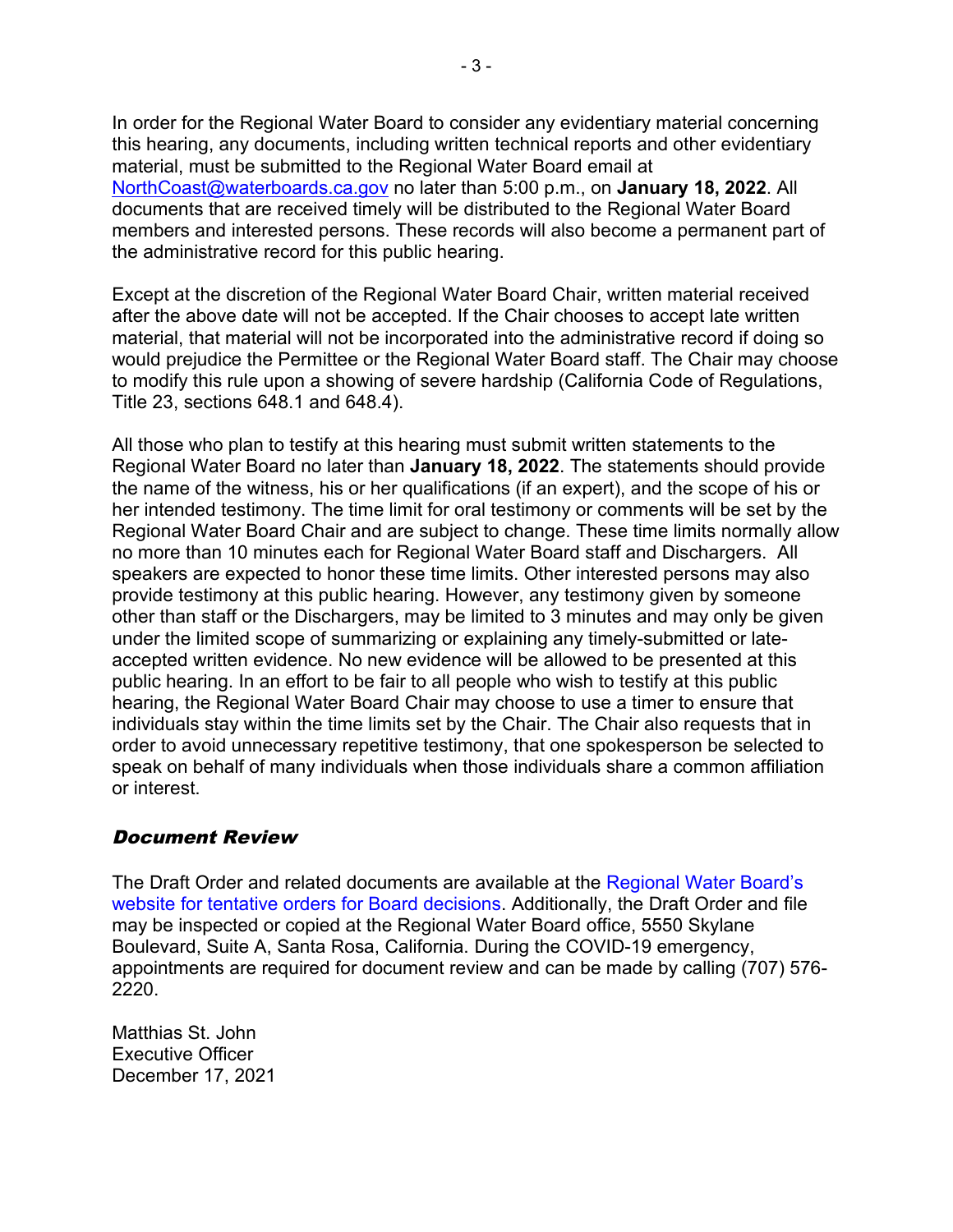In order for the Regional Water Board to consider any evidentiary material concerning this hearing, any documents, including written technical reports and other evidentiary material, must be submitted to the Regional Water Board email at NorthCoast@waterboards.ca.gov no later than 5:00 p.m., on **January 18, 2022**. All documents that are received timely will be distributed to the Regional Water Board members and interested persons. These records will also become a permanent part of the administrative record for this public hearing.

Except at the discretion of the Regional Water Board Chair, written material received after the above date will not be accepted. If the Chair chooses to accept late written material, that material will not be incorporated into the administrative record if doing so would prejudice the Permittee or the Regional Water Board staff. The Chair may choose to modify this rule upon a showing of severe hardship (California Code of Regulations, Title 23, sections 648.1 and 648.4).

All those who plan to testify at this hearing must submit written statements to the Regional Water Board no later than **January 18, 2022**. The statements should provide the name of the witness, his or her qualifications (if an expert), and the scope of his or her intended testimony. The time limit for oral testimony or comments will be set by the Regional Water Board Chair and are subject to change. These time limits normally allow no more than 10 minutes each for Regional Water Board staff and Dischargers. All speakers are expected to honor these time limits. Other interested persons may also provide testimony at this public hearing. However, any testimony given by someone other than staff or the Dischargers, may be limited to 3 minutes and may only be given under the limited scope of summarizing or explaining any timely-submitted or late-accepted written evidence. No new evidence will be allowed to be presented at this public hearing. In an effort to be fair to all people who wish to testify at this public hearing, the Regional Water Board Chair may choose to use a timer to ensure that individuals stay within the time limits set by the Chair. The Chair also requests that in order to avoid unnecessary repetitive testimony, that one spokesperson be selected to speak on behalf of many individuals when those individuals share a common affiliation or interest.

## *Document Review*

The Draft Order and related documents are available at the Regional Water Board's website for tentative orders for Board decisions. Additionally, the Draft Order and file may be inspected or copied at the Regional Water Board office, 5550 Skylane Boulevard, Suite A, Santa Rosa, California. During the COVID-19 emergency, appointments are required for document review and can be made by calling (707) 576-2220.

Matthias St. John
Executive Officer
December 17, 2021